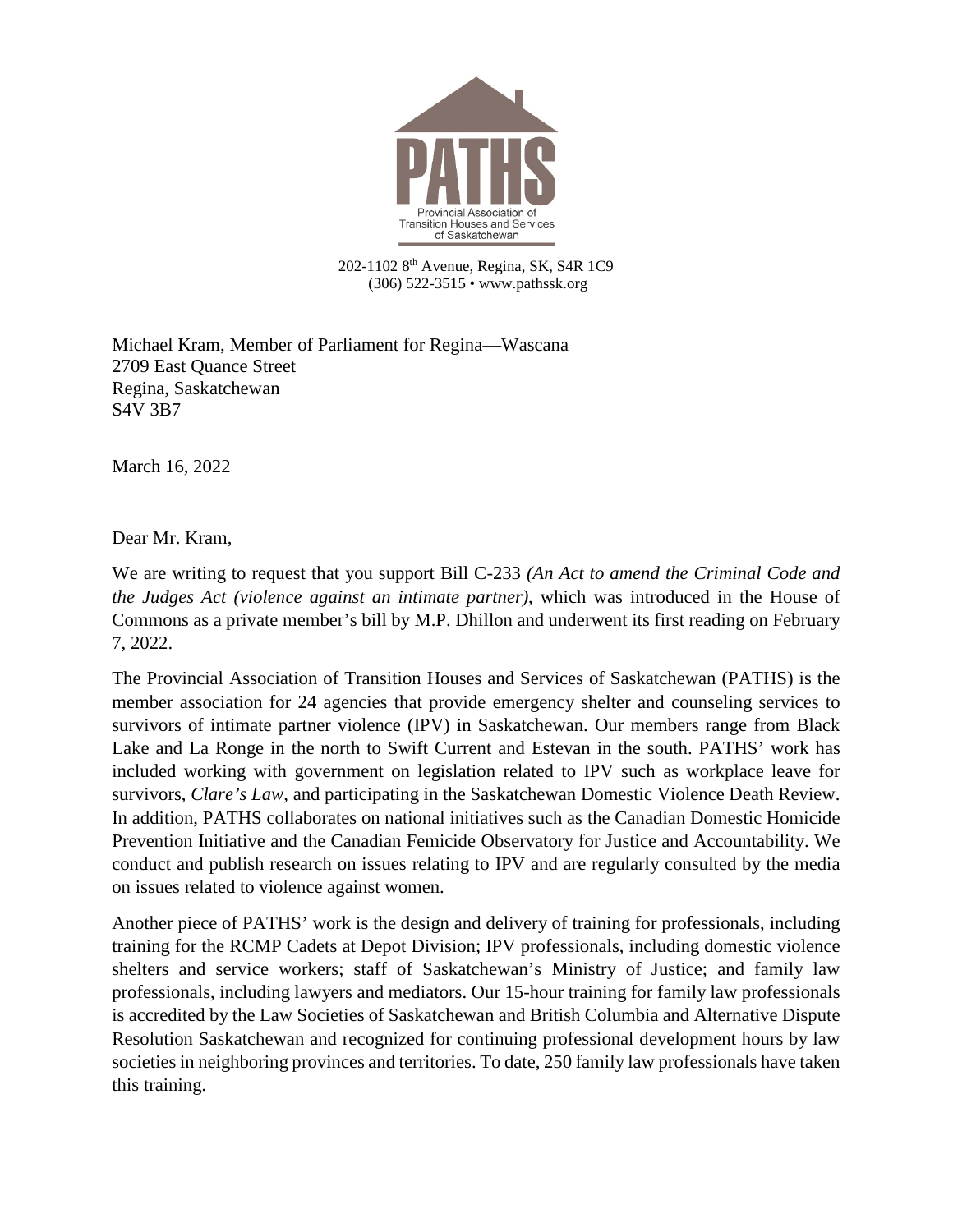**PATHS**

Provincial Association of Transition Houses and Services of Saskatchewan

202-1102 8th Avenue, Regina, SK, S4R 1C9
(306) 522-3515 • www.pathssk.org

Michael Kram, Member of Parliament for Regina—Wascana
2709 East Quance Street
Regina, Saskatchewan
S4V 3B7

March 16, 2022

Dear Mr. Kram,

We are writing to request that you support Bill C-233 *(An Act to amend the Criminal Code and the Judges Act (violence against an intimate partner)*, which was introduced in the House of Commons as a private member's bill by M.P. Dhillon and underwent its first reading on February 7, 2022.

The Provincial Association of Transition Houses and Services of Saskatchewan (PATHS) is the member association for 24 agencies that provide emergency shelter and counseling services to survivors of intimate partner violence (IPV) in Saskatchewan. Our members range from Black Lake and La Ronge in the north to Swift Current and Estevan in the south. PATHS' work has included working with government on legislation related to IPV such as workplace leave for survivors, *Clare's Law*, and participating in the Saskatchewan Domestic Violence Death Review. In addition, PATHS collaborates on national initiatives such as the Canadian Domestic Homicide Prevention Initiative and the Canadian Femicide Observatory for Justice and Accountability. We conduct and publish research on issues relating to IPV and are regularly consulted by the media on issues related to violence against women.

Another piece of PATHS' work is the design and delivery of training for professionals, including training for the RCMP Cadets at Depot Division; IPV professionals, including domestic violence shelters and service workers; staff of Saskatchewan's Ministry of Justice; and family law professionals, including lawyers and mediators. Our 15-hour training for family law professionals is accredited by the Law Societies of Saskatchewan and British Columbia and Alternative Dispute Resolution Saskatchewan and recognized for continuing professional development hours by law societies in neighboring provinces and territories. To date, 250 family law professionals have taken this training.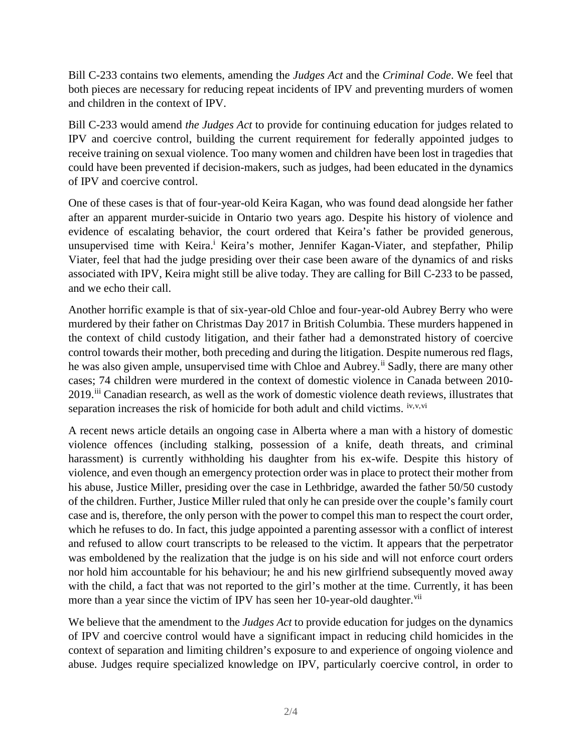Bill C-233 contains two elements, amending the *Judges Act* and the *Criminal Code*. We feel that both pieces are necessary for reducing repeat incidents of IPV and preventing murders of women and children in the context of IPV.

Bill C-233 would amend *the Judges Act* to provide for continuing education for judges related to IPV and coercive control, building the current requirement for federally appointed judges to receive training on sexual violence. Too many women and children have been lost in tragedies that could have been prevented if decision-makers, such as judges, had been educated in the dynamics of IPV and coercive control.

One of these cases is that of four-year-old Keira Kagan, who was found dead alongside her father after an apparent murder-suicide in Ontario two years ago. Despite his history of violence and evidence of escalating behavior, the court ordered that Keira's father be provided generous, unsupervised time with Keira.[i] Keira's mother, Jennifer Kagan-Viater, and stepfather, Philip Viater, feel that had the judge presiding over their case been aware of the dynamics of and risks associated with IPV, Keira might still be alive today. They are calling for Bill C-233 to be passed, and we echo their call.

Another horrific example is that of six-year-old Chloe and four-year-old Aubrey Berry who were murdered by their father on Christmas Day 2017 in British Columbia. These murders happened in the context of child custody litigation, and their father had a demonstrated history of coercive control towards their mother, both preceding and during the litigation. Despite numerous red flags, he was also given ample, unsupervised time with Chloe and Aubrey.[ii] Sadly, there are many other cases; 74 children were murdered in the context of domestic violence in Canada between 2010-2019.[iii] Canadian research, as well as the work of domestic violence death reviews, illustrates that separation increases the risk of homicide for both adult and child victims. [iv,v,vi]

A recent news article details an ongoing case in Alberta where a man with a history of domestic violence offences (including stalking, possession of a knife, death threats, and criminal harassment) is currently withholding his daughter from his ex-wife. Despite this history of violence, and even though an emergency protection order was in place to protect their mother from his abuse, Justice Miller, presiding over the case in Lethbridge, awarded the father 50/50 custody of the children. Further, Justice Miller ruled that only he can preside over the couple's family court case and is, therefore, the only person with the power to compel this man to respect the court order, which he refuses to do. In fact, this judge appointed a parenting assessor with a conflict of interest and refused to allow court transcripts to be released to the victim. It appears that the perpetrator was emboldened by the realization that the judge is on his side and will not enforce court orders nor hold him accountable for his behaviour; he and his new girlfriend subsequently moved away with the child, a fact that was not reported to the girl's mother at the time. Currently, it has been more than a year since the victim of IPV has seen her 10-year-old daughter.[vii]

We believe that the amendment to the *Judges Act* to provide education for judges on the dynamics of IPV and coercive control would have a significant impact in reducing child homicides in the context of separation and limiting children's exposure to and experience of ongoing violence and abuse. Judges require specialized knowledge on IPV, particularly coercive control, in order to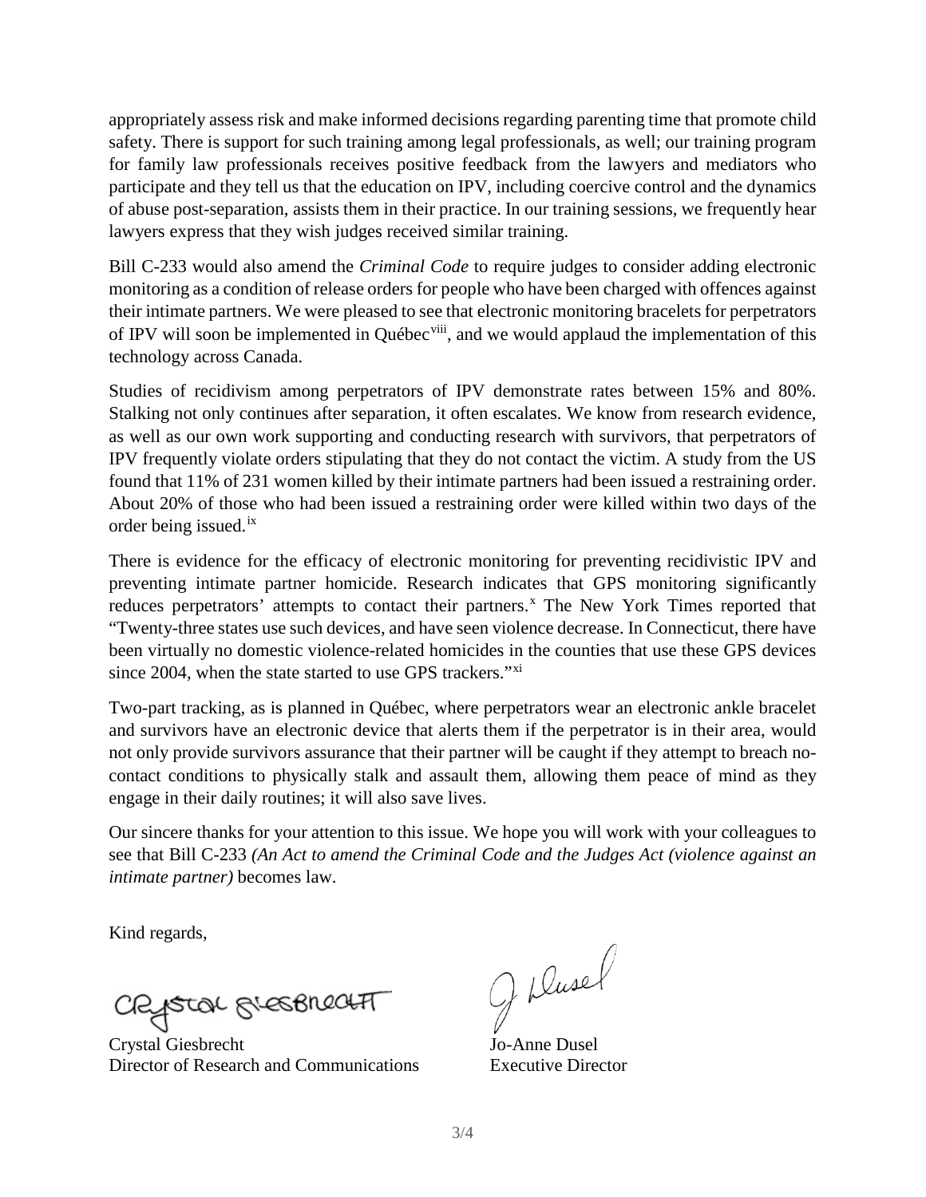appropriately assess risk and make informed decisions regarding parenting time that promote child safety. There is support for such training among legal professionals, as well; our training program for family law professionals receives positive feedback from the lawyers and mediators who participate and they tell us that the education on IPV, including coercive control and the dynamics of abuse post-separation, assists them in their practice. In our training sessions, we frequently hear lawyers express that they wish judges received similar training.

Bill C-233 would also amend the *Criminal Code* to require judges to consider adding electronic monitoring as a condition of release orders for people who have been charged with offences against their intimate partners. We were pleased to see that electronic monitoring bracelets for perpetrators of IPV will soon be implemented in Québec[viii], and we would applaud the implementation of this technology across Canada.

Studies of recidivism among perpetrators of IPV demonstrate rates between 15% and 80%. Stalking not only continues after separation, it often escalates. We know from research evidence, as well as our own work supporting and conducting research with survivors, that perpetrators of IPV frequently violate orders stipulating that they do not contact the victim. A study from the US found that 11% of 231 women killed by their intimate partners had been issued a restraining order. About 20% of those who had been issued a restraining order were killed within two days of the order being issued.[ix]

There is evidence for the efficacy of electronic monitoring for preventing recidivistic IPV and preventing intimate partner homicide. Research indicates that GPS monitoring significantly reduces perpetrators' attempts to contact their partners.[x] The New York Times reported that "Twenty-three states use such devices, and have seen violence decrease. In Connecticut, there have been virtually no domestic violence-related homicides in the counties that use these GPS devices since 2004, when the state started to use GPS trackers."[xi]

Two-part tracking, as is planned in Québec, where perpetrators wear an electronic ankle bracelet and survivors have an electronic device that alerts them if the perpetrator is in their area, would not only provide survivors assurance that their partner will be caught if they attempt to breach no-contact conditions to physically stalk and assault them, allowing them peace of mind as they engage in their daily routines; it will also save lives.

Our sincere thanks for your attention to this issue. We hope you will work with your colleagues to see that Bill C-233 *(An Act to amend the Criminal Code and the Judges Act (violence against an intimate partner)* becomes law.

Kind regards,

Crystal Giesbrecht
Director of Research and Communications

Jo-Anne Dusel
Executive Director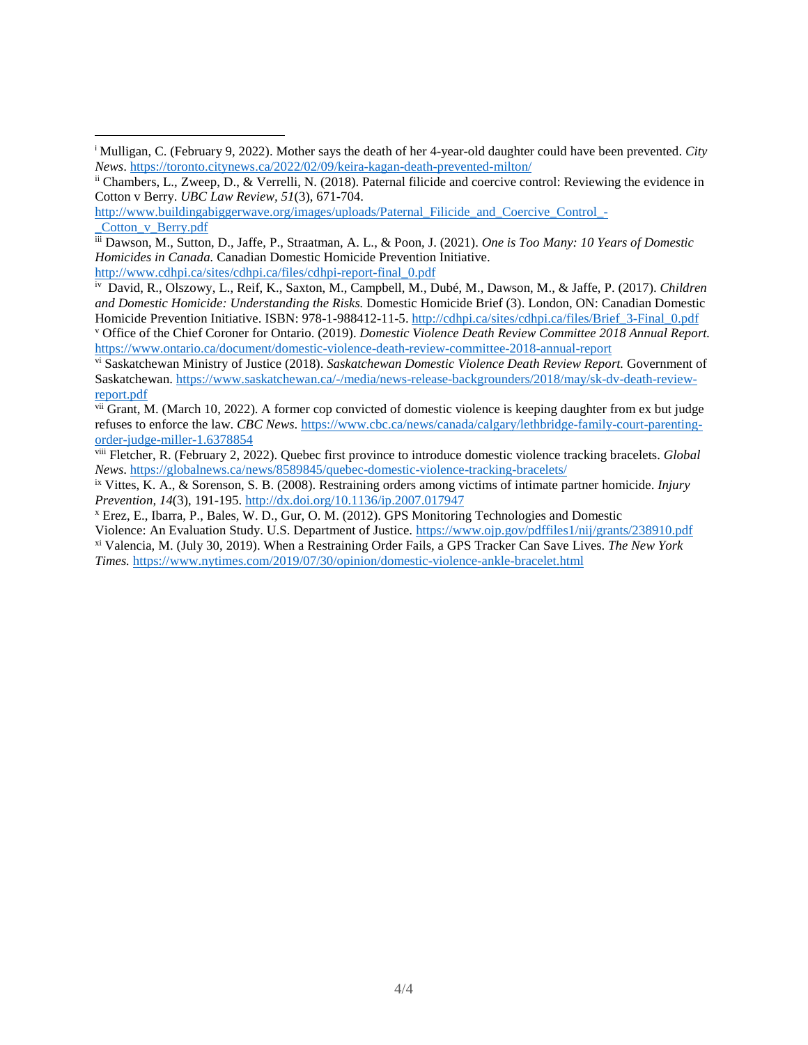[i] Mulligan, C. (February 9, 2022). Mother says the death of her 4-year-old daughter could have been prevented. *City News*. https://toronto.citynews.ca/2022/02/09/keira-kagan-death-prevented-milton/

[ii] Chambers, L., Zweep, D., & Verrelli, N. (2018). Paternal filicide and coercive control: Reviewing the evidence in Cotton v Berry. *UBC Law Review, 51*(3), 671-704. http://www.buildingabiggerwave.org/images/uploads/Paternal_Filicide_and_Coercive_Control_-_Cotton_v_Berry.pdf

[iii] Dawson, M., Sutton, D., Jaffe, P., Straatman, A. L., & Poon, J. (2021). *One is Too Many: 10 Years of Domestic Homicides in Canada.* Canadian Domestic Homicide Prevention Initiative. http://www.cdhpi.ca/sites/cdhpi.ca/files/cdhpi-report-final_0.pdf

[iv] David, R., Olszowy, L., Reif, K., Saxton, M., Campbell, M., Dubé, M., Dawson, M., & Jaffe, P. (2017). *Children and Domestic Homicide: Understanding the Risks.* Domestic Homicide Brief (3). London, ON: Canadian Domestic Homicide Prevention Initiative. ISBN: 978-1-988412-11-5. http://cdhpi.ca/sites/cdhpi.ca/files/Brief_3-Final_0.pdf

[v] Office of the Chief Coroner for Ontario. (2019). *Domestic Violence Death Review Committee 2018 Annual Report.* https://www.ontario.ca/document/domestic-violence-death-review-committee-2018-annual-report

[vi] Saskatchewan Ministry of Justice (2018). *Saskatchewan Domestic Violence Death Review Report.* Government of Saskatchewan. https://www.saskatchewan.ca/-/media/news-release-backgrounders/2018/may/sk-dv-death-review-report.pdf

[vii] Grant, M. (March 10, 2022). A former cop convicted of domestic violence is keeping daughter from ex but judge refuses to enforce the law. *CBC News.* https://www.cbc.ca/news/canada/calgary/lethbridge-family-court-parenting-order-judge-miller-1.6378854

[viii] Fletcher, R. (February 2, 2022). Quebec first province to introduce domestic violence tracking bracelets. *Global News*. https://globalnews.ca/news/8589845/quebec-domestic-violence-tracking-bracelets/

[ix] Vittes, K. A., & Sorenson, S. B. (2008). Restraining orders among victims of intimate partner homicide. *Injury Prevention, 14*(3), 191-195. http://dx.doi.org/10.1136/ip.2007.017947

[x] Erez, E., Ibarra, P., Bales, W. D., Gur, O. M. (2012). GPS Monitoring Technologies and Domestic Violence: An Evaluation Study. U.S. Department of Justice. https://www.ojp.gov/pdffiles1/nij/grants/238910.pdf

[xi] Valencia, M. (July 30, 2019). When a Restraining Order Fails, a GPS Tracker Can Save Lives. *The New York Times.* https://www.nytimes.com/2019/07/30/opinion/domestic-violence-ankle-bracelet.html